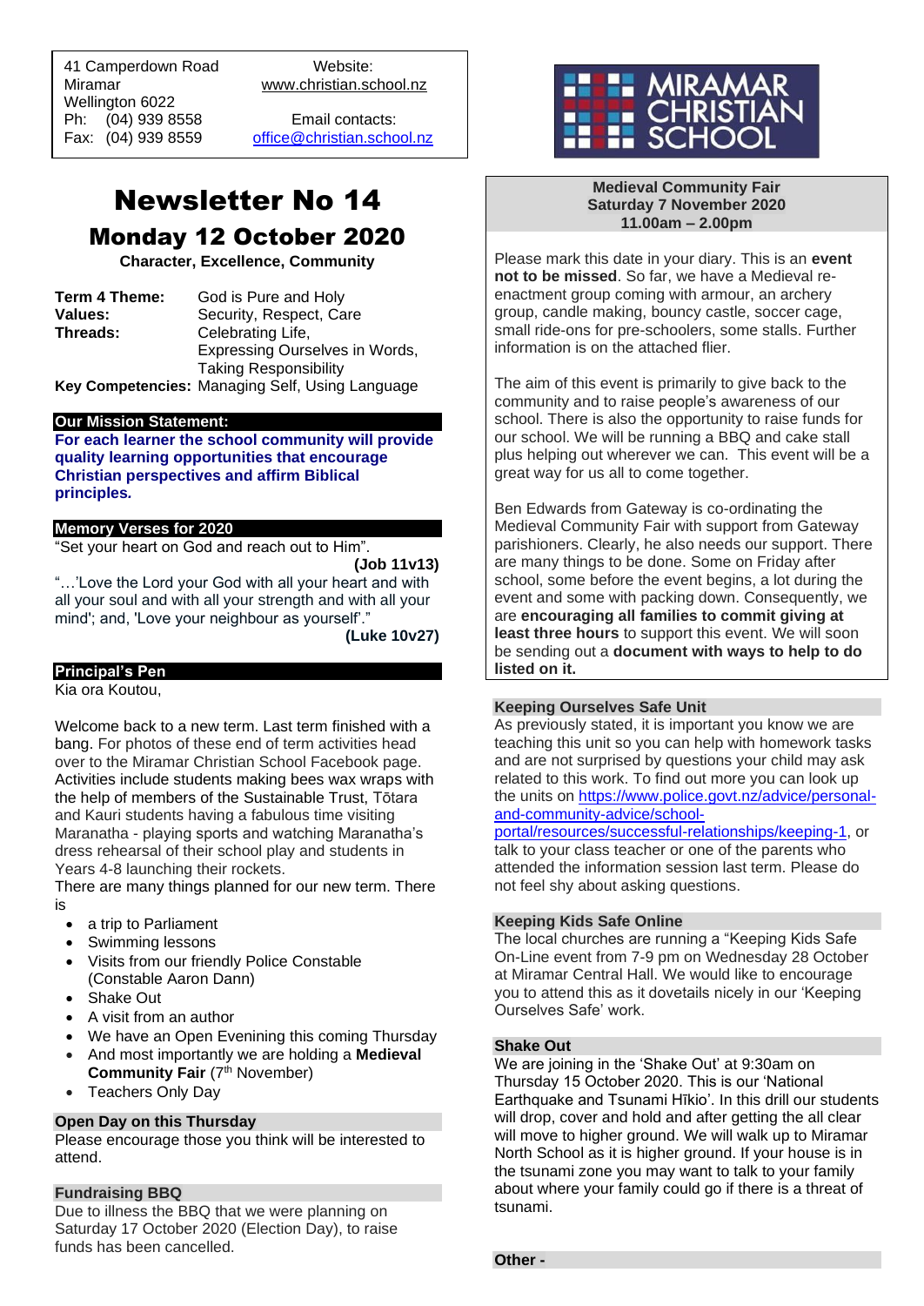41 Camperdown Road
Miramar
Wellington 6022
Ph: (04) 939 8558
Fax: (04) 939 8559

Website:
www.christian.school.nz

Email contacts:
office@christian.school.nz

MIRAMAR CHRISTIAN SCHOOL

# Newsletter No 14

## Monday 12 October 2020

**Character, Excellence, Community**

| | |
|---|---|
| **Term 4 Theme:** | God is Pure and Holy |
| **Values:** | Security, Respect, Care |
| **Threads:** | Celebrating Life, Expressing Ourselves in Words, Taking Responsibility |
| **Key Competencies:** | Managing Self, Using Language |

### Our Mission Statement:

**For each learner the school community will provide quality learning opportunities that encourage Christian perspectives and affirm Biblical principles.**

### Memory Verses for 2020

"Set your heart on God and reach out to Him".
**(Job 11v13)**

"…'Love the Lord your God with all your heart and with all your soul and with all your strength and with all your mind'; and, 'Love your neighbour as yourself'."
**(Luke 10v27)**

### Principal's Pen

Kia ora Koutou,

Welcome back to a new term. Last term finished with a bang. For photos of these end of term activities head over to the Miramar Christian School Facebook page. Activities include students making bees wax wraps with the help of members of the Sustainable Trust, Tōtara and Kauri students having a fabulous time visiting Maranatha - playing sports and watching Maranatha's dress rehearsal of their school play and students in Years 4-8 launching their rockets.

There are many things planned for our new term. There is

- a trip to Parliament
- Swimming lessons
- Visits from our friendly Police Constable (Constable Aaron Dann)
- Shake Out
- A visit from an author
- We have an Open Evenining this coming Thursday
- And most importantly we are holding a **Medieval Community Fair** (7th November)
- Teachers Only Day

### Open Day on this Thursday

Please encourage those you think will be interested to attend.

### Fundraising BBQ

Due to illness the BBQ that we were planning on Saturday 17 October 2020 (Election Day), to raise funds has been cancelled.

### Medieval Community Fair
### Saturday 7 November 2020
### 11.00am – 2.00pm

Please mark this date in your diary. This is an **event not to be missed**. So far, we have a Medieval re-enactment group coming with armour, an archery group, candle making, bouncy castle, soccer cage, small ride-ons for pre-schoolers, some stalls. Further information is on the attached flier.

The aim of this event is primarily to give back to the community and to raise people's awareness of our school. There is also the opportunity to raise funds for our school. We will be running a BBQ and cake stall plus helping out wherever we can. This event will be a great way for us all to come together.

Ben Edwards from Gateway is co-ordinating the Medieval Community Fair with support from Gateway parishioners. Clearly, he also needs our support. There are many things to be done. Some on Friday after school, some before the event begins, a lot during the event and some with packing down. Consequently, we are **encouraging all families to commit giving at least three hours** to support this event. We will soon be sending out a **document with ways to help to do listed on it.**

### Keeping Ourselves Safe Unit

As previously stated, it is important you know we are teaching this unit so you can help with homework tasks and are not surprised by questions your child may ask related to this work. To find out more you can look up the units on https://www.police.govt.nz/advice/personal-and-community-advice/school-portal/resources/successful-relationships/keeping-1, or talk to your class teacher or one of the parents who attended the information session last term. Please do not feel shy about asking questions.

### Keeping Kids Safe Online

The local churches are running a "Keeping Kids Safe On-Line event from 7-9 pm on Wednesday 28 October at Miramar Central Hall. We would like to encourage you to attend this as it dovetails nicely in our 'Keeping Ourselves Safe' work.

### Shake Out

We are joining in the 'Shake Out' at 9:30am on Thursday 15 October 2020. This is our 'National Earthquake and Tsunami Hīkio'. In this drill our students will drop, cover and hold and after getting the all clear will move to higher ground. We will walk up to Miramar North School as it is higher ground. If your house is in the tsunami zone you may want to talk to your family about where your family could go if there is a threat of tsunami.

### Other -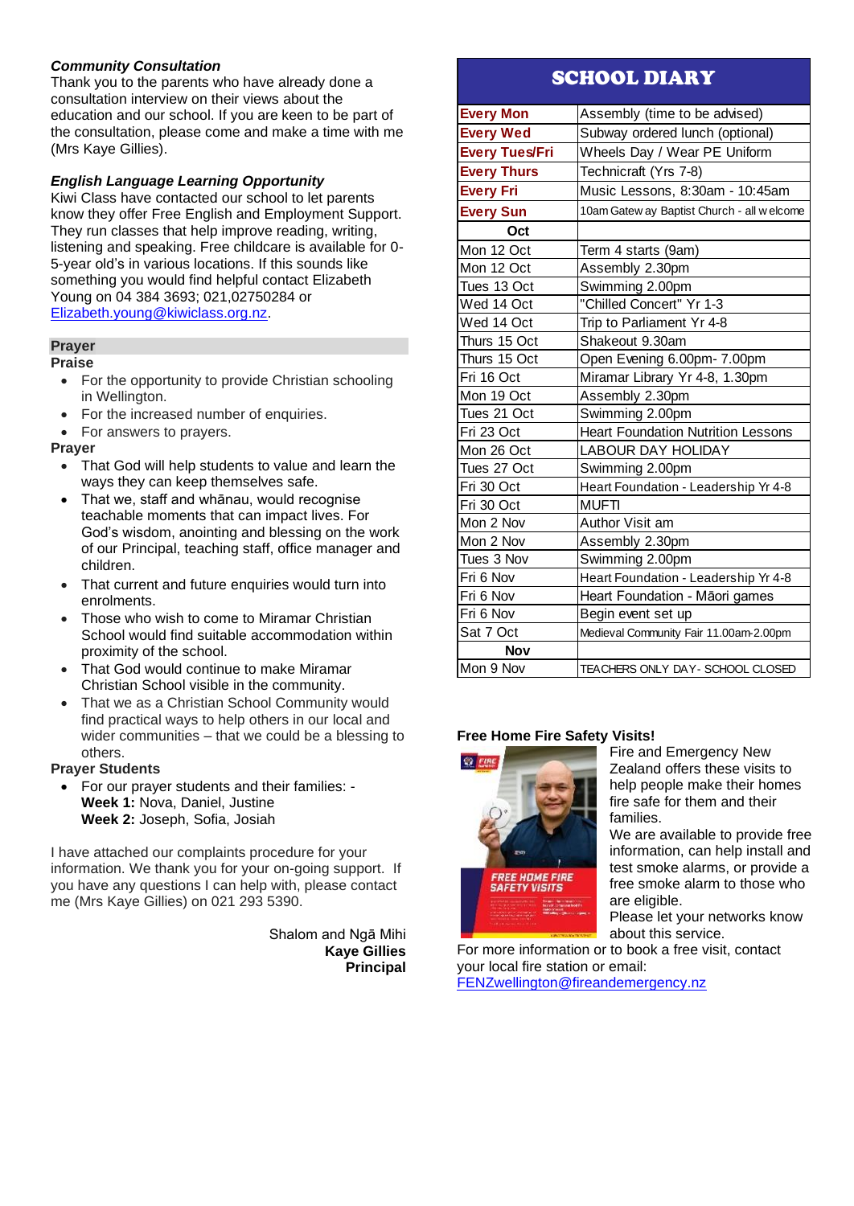***Community Consultation***
Thank you to the parents who have already done a consultation interview on their views about the education and our school. If you are keen to be part of the consultation, please come and make a time with me (Mrs Kaye Gillies).

***English Language Learning Opportunity***
Kiwi Class have contacted our school to let parents know they offer Free English and Employment Support. They run classes that help improve reading, writing, listening and speaking. Free childcare is available for 0-5-year old's in various locations. If this sounds like something you would find helpful contact Elizabeth Young on 04 384 3693; 021,02750284 or Elizabeth.young@kiwiclass.org.nz.

**Prayer**

**Praise**

- For the opportunity to provide Christian schooling in Wellington.
- For the increased number of enquiries.
- For answers to prayers.

**Prayer**

- That God will help students to value and learn the ways they can keep themselves safe.
- That we, staff and whānau, would recognise teachable moments that can impact lives. For God's wisdom, anointing and blessing on the work of our Principal, teaching staff, office manager and children.
- That current and future enquiries would turn into enrolments.
- Those who wish to come to Miramar Christian School would find suitable accommodation within proximity of the school.
- That God would continue to make Miramar Christian School visible in the community.
- That we as a Christian School Community would find practical ways to help others in our local and wider communities – that we could be a blessing to others.

**Prayer Students**

- For our prayer students and their families: -
  **Week 1:** Nova, Daniel, Justine
  **Week 2:** Joseph, Sofia, Josiah

I have attached our complaints procedure for your information. We thank you for your on-going support. If you have any questions I can help with, please contact me (Mrs Kaye Gillies) on 021 293 5390.

Shalom and Ngā Mihi
**Kaye Gillies**
**Principal**

## SCHOOL DIARY

| | |
|---|---|
| **Every Mon** | Assembly (time to be advised) |
| **Every Wed** | Subway ordered lunch (optional) |
| **Every Tues/Fri** | Wheels Day / Wear PE Uniform |
| **Every Thurs** | Technicraft (Yrs 7-8) |
| **Every Fri** | Music Lessons, 8:30am - 10:45am |
| **Every Sun** | 10am Gateway Baptist Church - all welcome |
| **Oct** | |
| Mon 12 Oct | Term 4 starts (9am) |
| Mon 12 Oct | Assembly 2.30pm |
| Tues 13 Oct | Swimming 2.00pm |
| Wed 14 Oct | "Chilled Concert" Yr 1-3 |
| Wed 14 Oct | Trip to Parliament Yr 4-8 |
| Thurs 15 Oct | Shakeout 9.30am |
| Thurs 15 Oct | Open Evening 6.00pm- 7.00pm |
| Fri 16 Oct | Miramar Library Yr 4-8, 1.30pm |
| Mon 19 Oct | Assembly 2.30pm |
| Tues 21 Oct | Swimming 2.00pm |
| Fri 23 Oct | Heart Foundation Nutrition Lessons |
| Mon 26 Oct | LABOUR DAY HOLIDAY |
| Tues 27 Oct | Swimming 2.00pm |
| Fri 30 Oct | Heart Foundation - Leadership Yr 4-8 |
| Fri 30 Oct | MUFTI |
| Mon 2 Nov | Author Visit am |
| Mon 2 Nov | Assembly 2.30pm |
| Tues 3 Nov | Swimming 2.00pm |
| Fri 6 Nov | Heart Foundation - Leadership Yr 4-8 |
| Fri 6 Nov | Heart Foundation - Māori games |
| Fri 6 Nov | Begin event set up |
| Sat 7 Oct | Medieval Community Fair 11.00am-2.00pm |
| **Nov** | |
| Mon 9 Nov | TEACHERS ONLY DAY- SCHOOL CLOSED |

**Free Home Fire Safety Visits!**

Fire and Emergency New Zealand offers these visits to help people make their homes fire safe for them and their families.

We are available to provide free information, can help install and test smoke alarms, or provide a free smoke alarm to those who are eligible.

Please let your networks know about this service.

For more information or to book a free visit, contact your local fire station or email: FENZwellington@fireandemergency.nz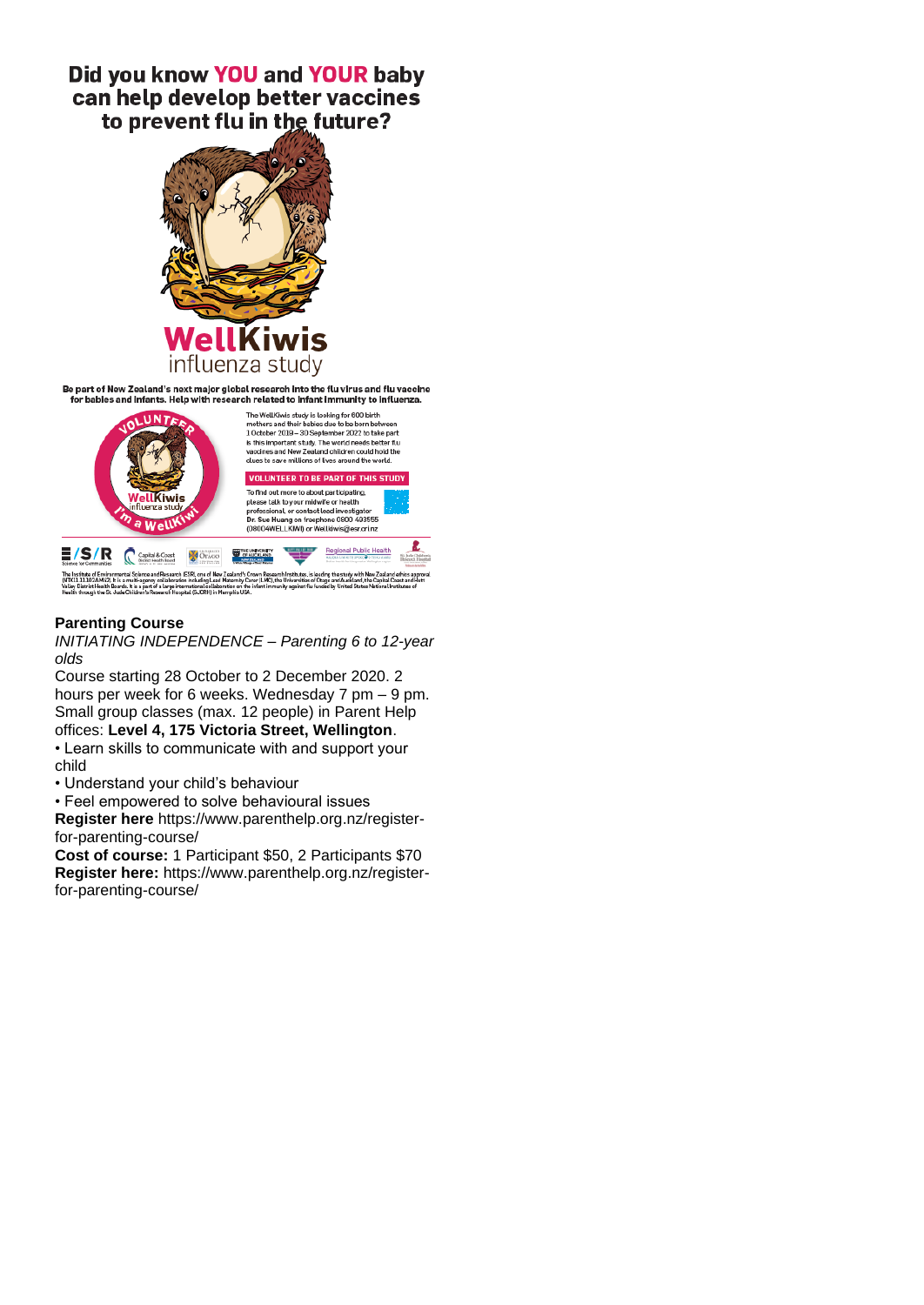# Did you know YOU and YOUR baby can help develop better vaccines to prevent flu in the future?

**WellKiwis**
influenza study

**Be part of New Zealand's next major global research into the flu virus and flu vaccine for babies and infants. Help with research related to infant immunity to influenza.**

VOLUNTEER
WellKiwis influenza study
I'm a WellKiwi

The WellKiwis study is looking for 600 birth mothers and their babies due to be born between 1 October 2019 – 30 September 2022 to take part is this important study. The world needs better flu vaccines and New Zealand children could hold the clues to save millions of lives around the world.

**VOLUNTEER TO BE PART OF THIS STUDY**

To find out more to about participating, please talk to your midwife or health professional, or contact lead investigator **Dr. Sue Huang** on freephone 0800 403555 (08004WELLKIWI) or WellKiwis@esr.cri.nz

ESR Science for Communities | Capital & Coast District Health Board | University of Otago | The University of Auckland | Regional Public Health | St. Jude Children's Research Hospital

The Institute of Environmental Science and Research (ESR), one of New Zealand's Crown Research Institutes, is leading the study with New Zealand ethics approval (NTX/11.11.102AM02). It is a multi-agency collaboration including Lead Maternity Carer (LMC), the Universities of Otago and Auckland, the Capital Coast and Hutt Valley District Health Boards. It is a part of a large international collaboration on the infant immunity against flu funded by United States National Institutes of Health through the St. Jude Children's Research Hospital (SJCRH) in Memphis USA.

**Parenting Course**

*INITIATING INDEPENDENCE – Parenting 6 to 12-year olds*

Course starting 28 October to 2 December 2020. 2 hours per week for 6 weeks. Wednesday 7 pm – 9 pm. Small group classes (max. 12 people) in Parent Help offices: **Level 4, 175 Victoria Street, Wellington**.

- Learn skills to communicate with and support your child
- Understand your child's behaviour
- Feel empowered to solve behavioural issues

**Register here** https://www.parenthelp.org.nz/register-for-parenting-course/

**Cost of course:** 1 Participant $50, 2 Participants $70

**Register here:** https://www.parenthelp.org.nz/register-for-parenting-course/